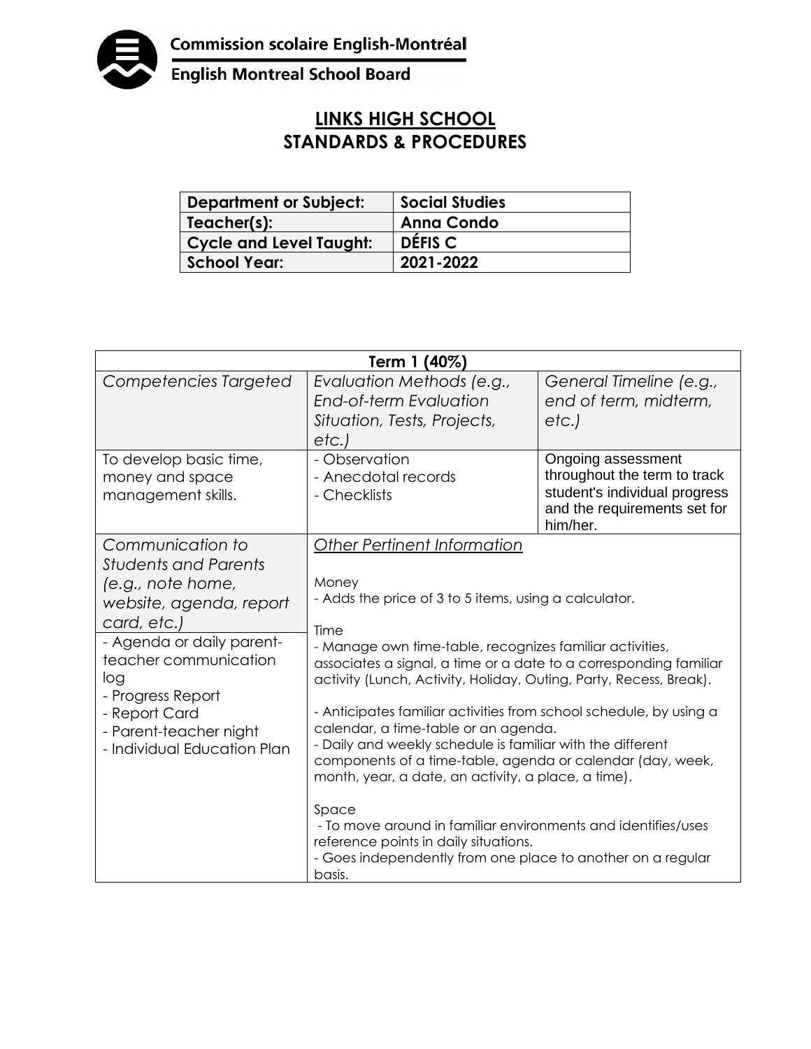Commission scolaire English-Montréal

English Montreal School Board

# LINKS HIGH SCHOOL
## STANDARDS & PROCEDURES

| **Department or Subject:** | **Social Studies** |
|---|---|
| **Teacher(s):** | **Anna Condo** |
| **Cycle and Level Taught:** | **DÉFIS C** |
| **School Year:** | **2021-2022** |

| **Term 1 (40%)** | | |
|---|---|---|
| *Competencies Targeted* | *Evaluation Methods (e.g., End-of-term Evaluation Situation, Tests, Projects, etc.)* | *General Timeline (e.g., end of term, midterm, etc.)* |
| To develop basic time, money and space management skills. | - Observation<br>- Anecdotal records<br>- Checklists | Ongoing assessment throughout the term to track student's individual progress and the requirements set for him/her. |
| *Communication to Students and Parents (e.g., note home, website, agenda, report card, etc.)*<br>- Agenda or daily parent-teacher communication log<br>- Progress Report<br>- Report Card<br>- Parent-teacher night<br>- Individual Education Plan | <u>*Other Pertinent Information*</u><br><br>Money<br>- Adds the price of 3 to 5 items, using a calculator.<br><br>Time<br>- Manage own time-table, recognizes familiar activities, associates a signal, a time or a date to a corresponding familiar activity (Lunch, Activity, Holiday, Outing, Party, Recess, Break).<br><br>- Anticipates familiar activities from school schedule, by using a calendar, a time-table or an agenda.<br>- Daily and weekly schedule is familiar with the different components of a time-table, agenda or calendar (day, week, month, year, a date, an activity, a place, a time).<br><br>Space<br>- To move around in familiar environments and identifies/uses reference points in daily situations.<br>- Goes independently from one place to another on a regular basis. | |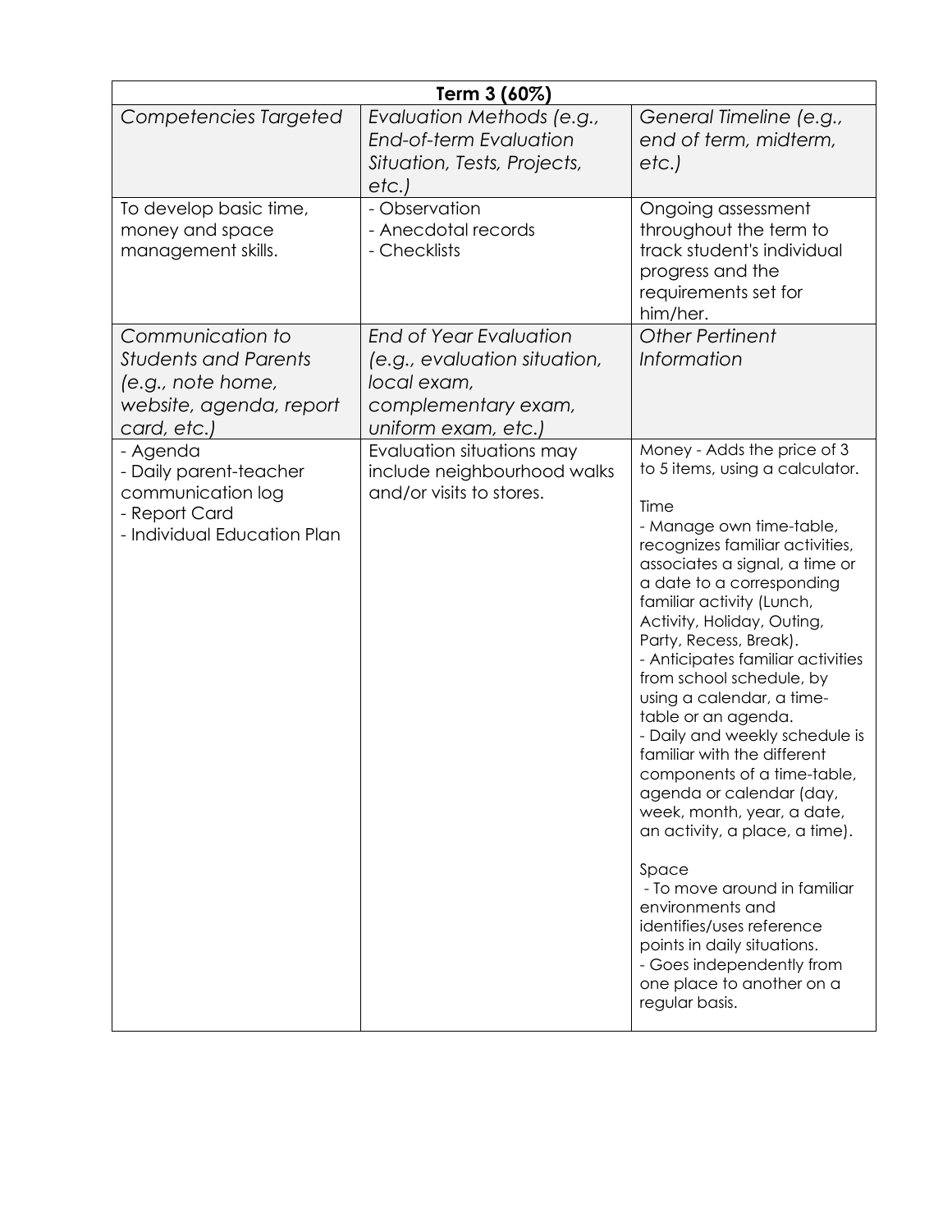| Term 3 (60%) | | |
|---|---|---|
| *Competencies Targeted* | *Evaluation Methods (e.g., End-of-term Evaluation Situation, Tests, Projects, etc.)* | *General Timeline (e.g., end of term, midterm, etc.)* |
| To develop basic time, money and space management skills. | - Observation<br>- Anecdotal records<br>- Checklists | Ongoing assessment throughout the term to track student's individual progress and the requirements set for him/her. |
| *Communication to Students and Parents (e.g., note home, website, agenda, report card, etc.)* | *End of Year Evaluation (e.g., evaluation situation, local exam, complementary exam, uniform exam, etc.)* | *Other Pertinent Information* |
| - Agenda<br>- Daily parent-teacher communication log<br>- Report Card<br>- Individual Education Plan | Evaluation situations may include neighbourhood walks and/or visits to stores. | Money - Adds the price of 3 to 5 items, using a calculator.<br><br>Time<br>- Manage own time-table, recognizes familiar activities, associates a signal, a time or a date to a corresponding familiar activity (Lunch, Activity, Holiday, Outing, Party, Recess, Break).<br>- Anticipates familiar activities from school schedule, by using a calendar, a time-table or an agenda.<br>- Daily and weekly schedule is familiar with the different components of a time-table, agenda or calendar (day, week, month, year, a date, an activity, a place, a time).<br><br>Space<br>- To move around in familiar environments and identifies/uses reference points in daily situations.<br>- Goes independently from one place to another on a regular basis. |